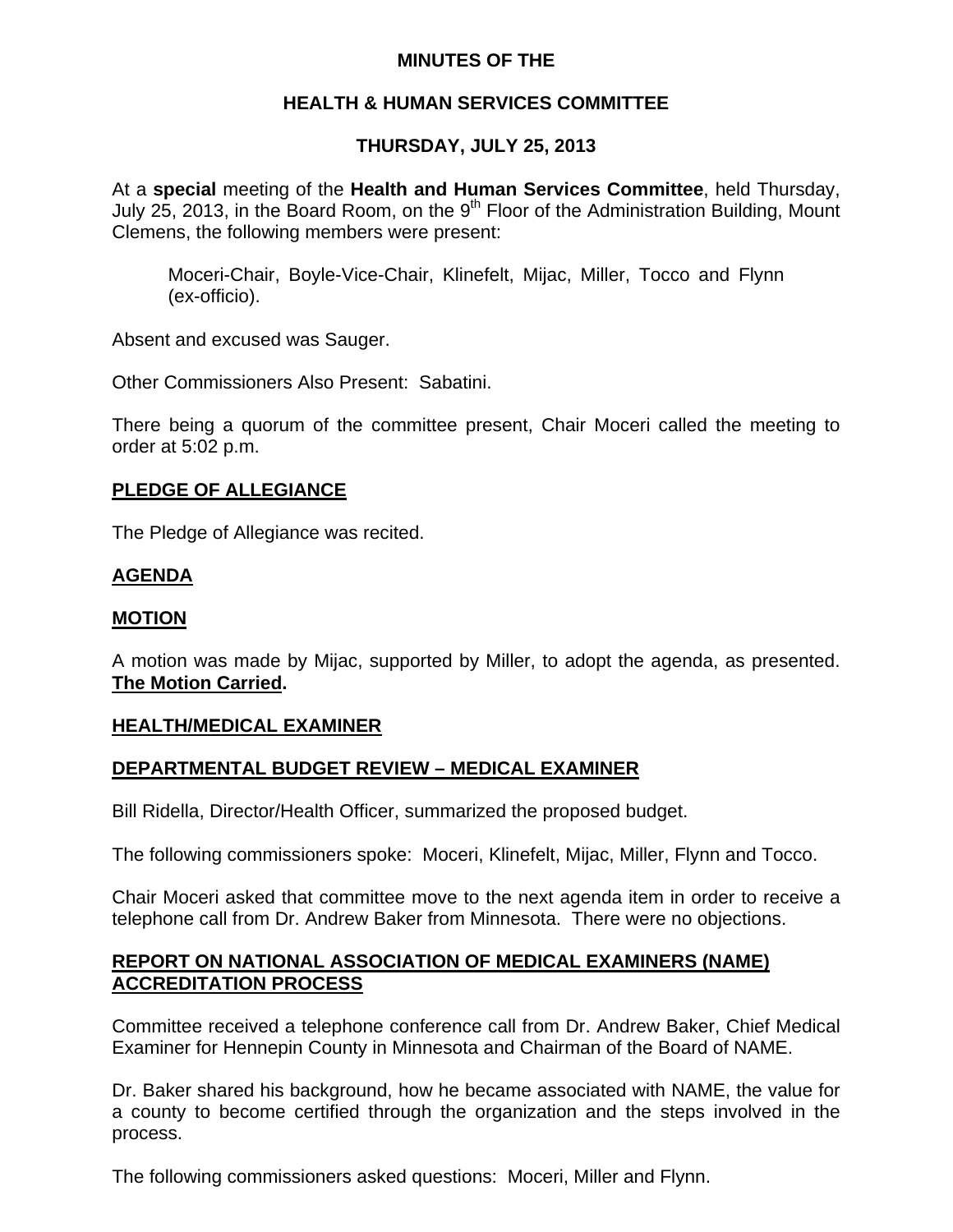# MINUTES OF THE

## HEALTH & HUMAN SERVICES COMMITTEE

## THURSDAY, JULY 25, 2013

At a **special** meeting of the **Health and Human Services Committee**, held Thursday, July 25, 2013, in the Board Room, on the 9th Floor of the Administration Building, Mount Clemens, the following members were present:

> Moceri-Chair, Boyle-Vice-Chair, Klinefelt, Mijac, Miller, Tocco and Flynn (ex-officio).

Absent and excused was Sauger.

Other Commissioners Also Present: Sabatini.

There being a quorum of the committee present, Chair Moceri called the meeting to order at 5:02 p.m.

### PLEDGE OF ALLEGIANCE

The Pledge of Allegiance was recited.

### AGENDA

### MOTION

A motion was made by Mijac, supported by Miller, to adopt the agenda, as presented. **The Motion Carried.**

### HEALTH/MEDICAL EXAMINER

### DEPARTMENTAL BUDGET REVIEW – MEDICAL EXAMINER

Bill Ridella, Director/Health Officer, summarized the proposed budget.

The following commissioners spoke: Moceri, Klinefelt, Mijac, Miller, Flynn and Tocco.

Chair Moceri asked that committee move to the next agenda item in order to receive a telephone call from Dr. Andrew Baker from Minnesota. There were no objections.

### REPORT ON NATIONAL ASSOCIATION OF MEDICAL EXAMINERS (NAME) ACCREDITATION PROCESS

Committee received a telephone conference call from Dr. Andrew Baker, Chief Medical Examiner for Hennepin County in Minnesota and Chairman of the Board of NAME.

Dr. Baker shared his background, how he became associated with NAME, the value for a county to become certified through the organization and the steps involved in the process.

The following commissioners asked questions: Moceri, Miller and Flynn.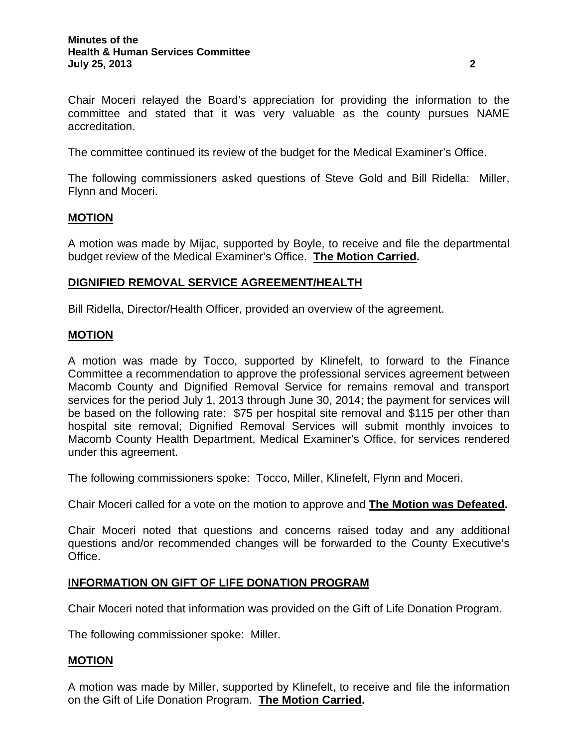Chair Moceri relayed the Board's appreciation for providing the information to the committee and stated that it was very valuable as the county pursues NAME accreditation.

The committee continued its review of the budget for the Medical Examiner's Office.

The following commissioners asked questions of Steve Gold and Bill Ridella: Miller, Flynn and Moceri.

**MOTION**

A motion was made by Mijac, supported by Boyle, to receive and file the departmental budget review of the Medical Examiner's Office. **The Motion Carried.**

**DIGNIFIED REMOVAL SERVICE AGREEMENT/HEALTH**

Bill Ridella, Director/Health Officer, provided an overview of the agreement.

**MOTION**

A motion was made by Tocco, supported by Klinefelt, to forward to the Finance Committee a recommendation to approve the professional services agreement between Macomb County and Dignified Removal Service for remains removal and transport services for the period July 1, 2013 through June 30, 2014; the payment for services will be based on the following rate: $75 per hospital site removal and $115 per other than hospital site removal; Dignified Removal Services will submit monthly invoices to Macomb County Health Department, Medical Examiner's Office, for services rendered under this agreement.

The following commissioners spoke: Tocco, Miller, Klinefelt, Flynn and Moceri.

Chair Moceri called for a vote on the motion to approve and **The Motion was Defeated.**

Chair Moceri noted that questions and concerns raised today and any additional questions and/or recommended changes will be forwarded to the County Executive's Office.

**INFORMATION ON GIFT OF LIFE DONATION PROGRAM**

Chair Moceri noted that information was provided on the Gift of Life Donation Program.

The following commissioner spoke: Miller.

**MOTION**

A motion was made by Miller, supported by Klinefelt, to receive and file the information on the Gift of Life Donation Program. **The Motion Carried.**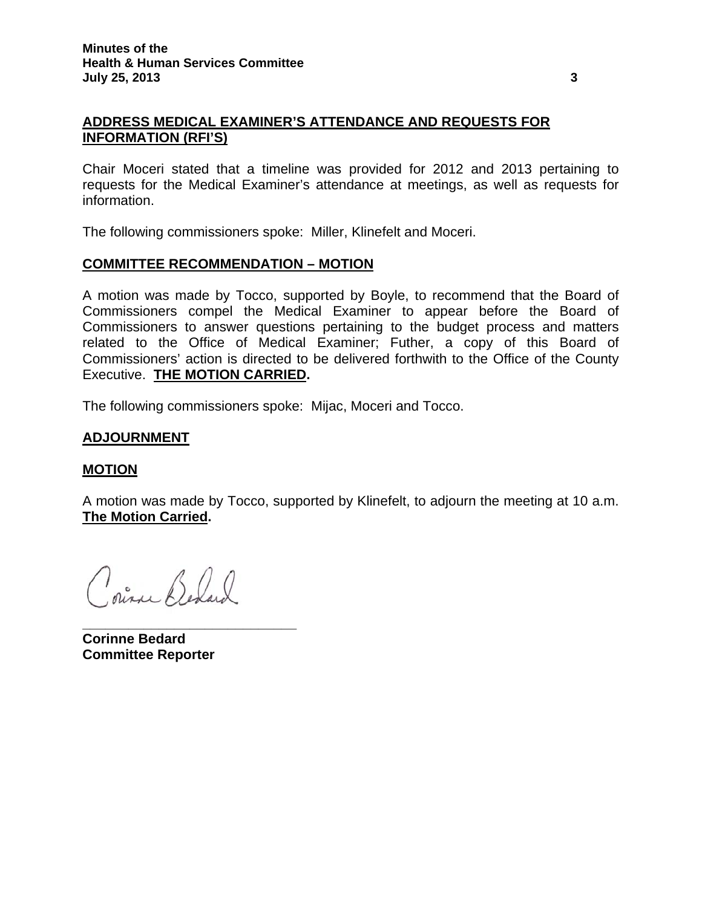## ADDRESS MEDICAL EXAMINER'S ATTENDANCE AND REQUESTS FOR INFORMATION (RFI'S)

Chair Moceri stated that a timeline was provided for 2012 and 2013 pertaining to requests for the Medical Examiner's attendance at meetings, as well as requests for information.

The following commissioners spoke: Miller, Klinefelt and Moceri.

## COMMITTEE RECOMMENDATION – MOTION

A motion was made by Tocco, supported by Boyle, to recommend that the Board of Commissioners compel the Medical Examiner to appear before the Board of Commissioners to answer questions pertaining to the budget process and matters related to the Office of Medical Examiner; Futher, a copy of this Board of Commissioners' action is directed to be delivered forthwith to the Office of the County Executive. **THE MOTION CARRIED.**

The following commissioners spoke: Mijac, Moceri and Tocco.

## ADJOURNMENT

## MOTION

A motion was made by Tocco, supported by Klinefelt, to adjourn the meeting at 10 a.m. **The Motion Carried.**

\_\_\_\_\_\_\_\_\_\_\_\_\_\_\_\_\_\_\_\_\_\_\_\_\_\_\_\_\_\_

**Corinne Bedard**
**Committee Reporter**